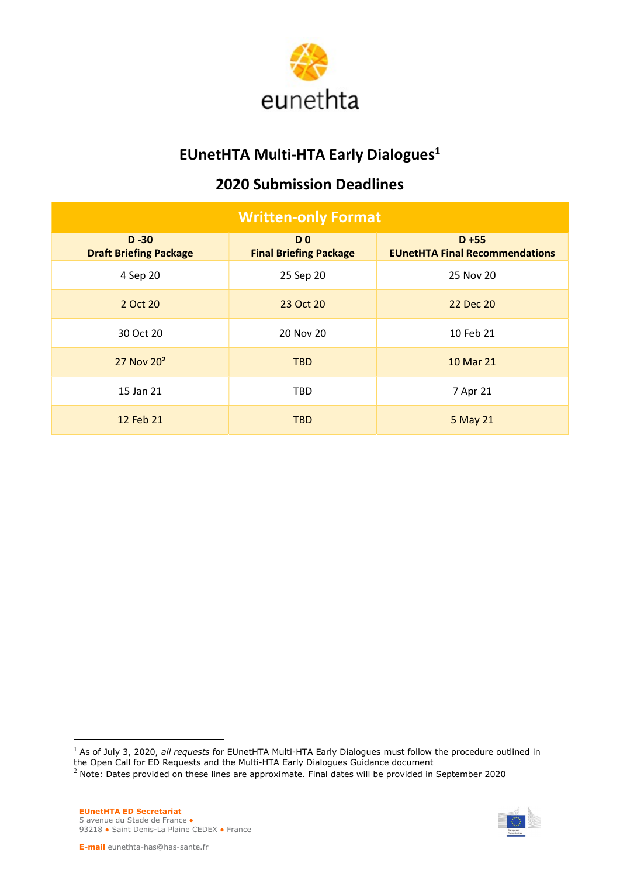eunethta

# EUnetHTA Multi-HTA Early Dialogues[1]

## 2020 Submission Deadlines

| Written-only Format | | |
|---|---|---|
| **D -30**<br>**Draft Briefing Package** | **D 0**<br>**Final Briefing Package** | **D +55**<br>**EUnetHTA Final Recommendations** |
| 4 Sep 20 | 25 Sep 20 | 25 Nov 20 |
| 2 Oct 20 | 23 Oct 20 | 22 Dec 20 |
| 30 Oct 20 | 20 Nov 20 | 10 Feb 21 |
| 27 Nov 20[2] | TBD | 10 Mar 21 |
| 15 Jan 21 | TBD | 7 Apr 21 |
| 12 Feb 21 | TBD | 5 May 21 |

[1] As of July 3, 2020, *all requests* for EUnetHTA Multi-HTA Early Dialogues must follow the procedure outlined in the Open Call for ED Requests and the Multi-HTA Early Dialogues Guidance document

[2] Note: Dates provided on these lines are approximate. Final dates will be provided in September 2020

**EUnetHTA ED Secretariat**
5 avenue du Stade de France ●
93218 ● Saint Denis-La Plaine CEDEX ● France

**E-mail** eunethta-has@has-sante.fr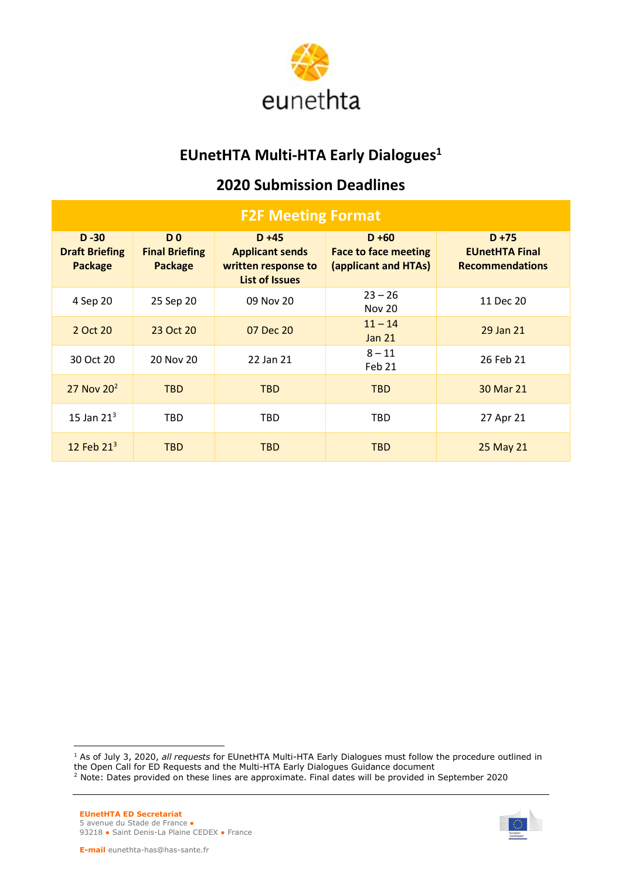## EUnetHTA Multi-HTA Early Dialogues[1]

## 2020 Submission Deadlines

| F2F Meeting Format | | | | |
|---|---|---|---|---|
| **D -30 Draft Briefing Package** | **D 0 Final Briefing Package** | **D +45 Applicant sends written response to List of Issues** | **D +60 Face to face meeting (applicant and HTAs)** | **D +75 EUnetHTA Final Recommendations** |
| 4 Sep 20 | 25 Sep 20 | 09 Nov 20 | 23 – 26 Nov 20 | 11 Dec 20 |
| 2 Oct 20 | 23 Oct 20 | 07 Dec 20 | 11 – 14 Jan 21 | 29 Jan 21 |
| 30 Oct 20 | 20 Nov 20 | 22 Jan 21 | 8 – 11 Feb 21 | 26 Feb 21 |
| 27 Nov 20[2] | TBD | TBD | TBD | 30 Mar 21 |
| 15 Jan 21[3] | TBD | TBD | TBD | 27 Apr 21 |
| 12 Feb 21[3] | TBD | TBD | TBD | 25 May 21 |

[1] As of July 3, 2020, *all requests* for EUnetHTA Multi-HTA Early Dialogues must follow the procedure outlined in the Open Call for ED Requests and the Multi-HTA Early Dialogues Guidance document

[2] Note: Dates provided on these lines are approximate. Final dates will be provided in September 2020

**EUnetHTA ED Secretariat**
5 avenue du Stade de France •
93218 • Saint Denis-La Plaine CEDEX • France

**E-mail** eunethta-has@has-sante.fr